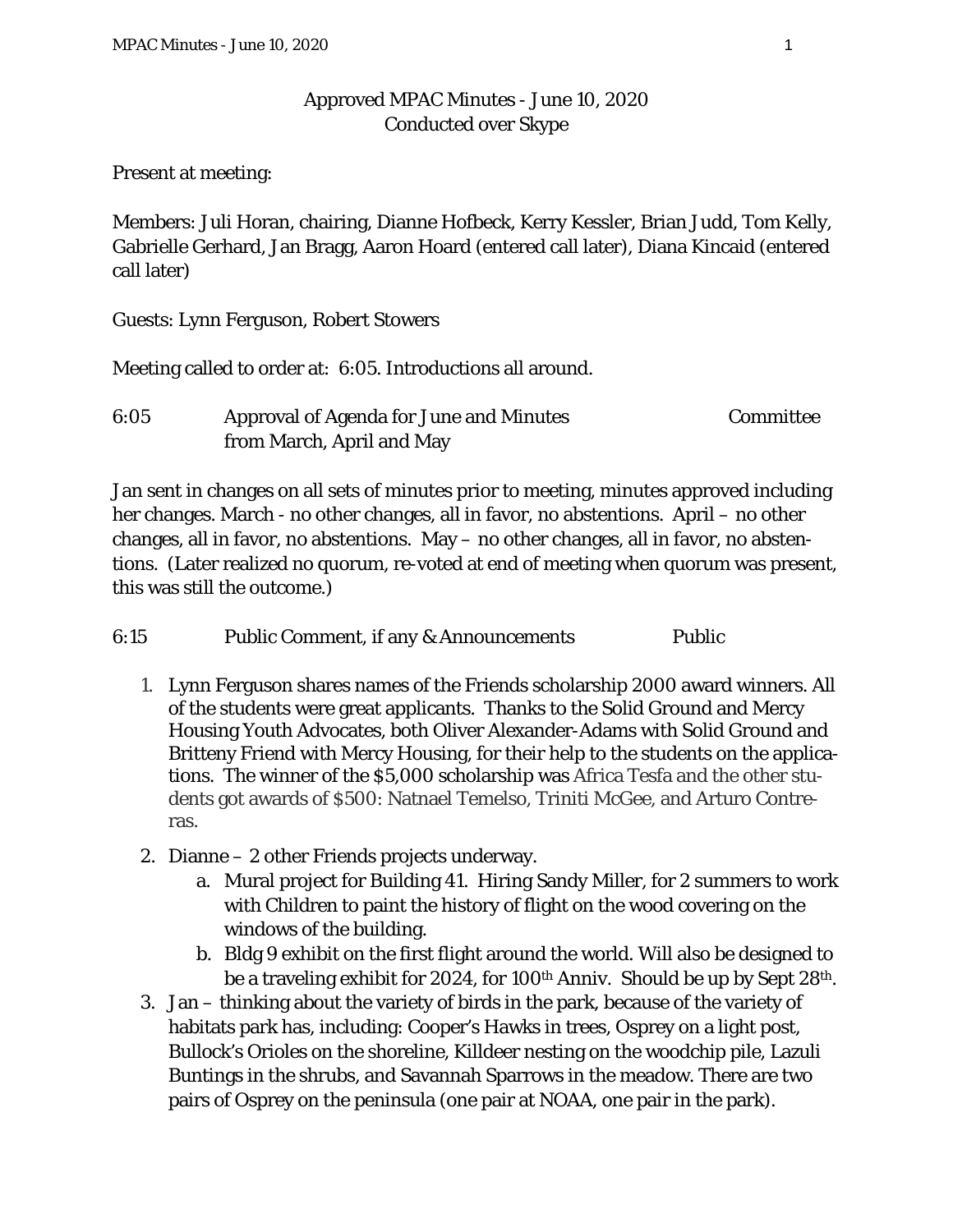# Approved MPAC Minutes - June 10, 2020
Conducted over Skype

Present at meeting:

Members: Juli Horan, chairing, Dianne Hofbeck, Kerry Kessler, Brian Judd, Tom Kelly, Gabrielle Gerhard, Jan Bragg, Aaron Hoard (entered call later), Diana Kincaid (entered call later)

Guests: Lynn Ferguson, Robert Stowers

Meeting called to order at: 6:05. Introductions all around.

| 6:05 | Approval of Agenda for June and Minutes from March, April and May | Committee |
|---|---|---|

Jan sent in changes on all sets of minutes prior to meeting, minutes approved including her changes. March - no other changes, all in favor, no abstentions. April – no other changes, all in favor, no abstentions. May – no other changes, all in favor, no abstentions. (Later realized no quorum, re-voted at end of meeting when quorum was present, this was still the outcome.)

| 6:15 | Public Comment, if any & Announcements | Public |
|---|---|---|

1. Lynn Ferguson shares names of the Friends scholarship 2000 award winners. All of the students were great applicants. Thanks to the Solid Ground and Mercy Housing Youth Advocates, both Oliver Alexander-Adams with Solid Ground and Britteny Friend with Mercy Housing, for their help to the students on the applications. The winner of the $5,000 scholarship was Africa Tesfa and the other students got awards of $500: Natnael Temelso, Triniti McGee, and Arturo Contreras.
2. Dianne – 2 other Friends projects underway.
   a. Mural project for Building 41. Hiring Sandy Miller, for 2 summers to work with Children to paint the history of flight on the wood covering on the windows of the building.
   b. Bldg 9 exhibit on the first flight around the world. Will also be designed to be a traveling exhibit for 2024, for 100th Anniv. Should be up by Sept 28th.
3. Jan – thinking about the variety of birds in the park, because of the variety of habitats park has, including: Cooper's Hawks in trees, Osprey on a light post, Bullock's Orioles on the shoreline, Killdeer nesting on the woodchip pile, Lazuli Buntings in the shrubs, and Savannah Sparrows in the meadow. There are two pairs of Osprey on the peninsula (one pair at NOAA, one pair in the park).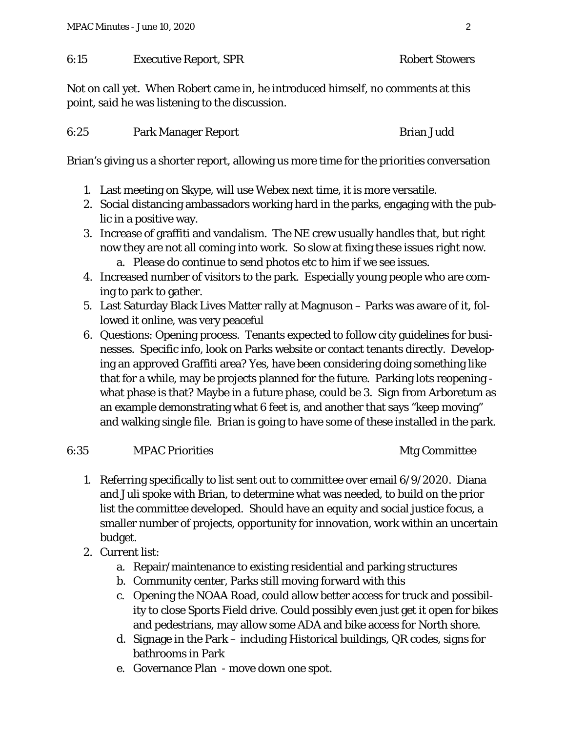6:15 Executive Report, SPR Robert Stowers

Not on call yet. When Robert came in, he introduced himself, no comments at this point, said he was listening to the discussion.

6:25 Park Manager Report Brian Judd

Brian's giving us a shorter report, allowing us more time for the priorities conversation

1. Last meeting on Skype, will use Webex next time, it is more versatile.
2. Social distancing ambassadors working hard in the parks, engaging with the public in a positive way.
3. Increase of graffiti and vandalism. The NE crew usually handles that, but right now they are not all coming into work. So slow at fixing these issues right now.
   a. Please do continue to send photos etc to him if we see issues.
4. Increased number of visitors to the park. Especially young people who are coming to park to gather.
5. Last Saturday Black Lives Matter rally at Magnuson – Parks was aware of it, followed it online, was very peaceful
6. Questions: Opening process. Tenants expected to follow city guidelines for businesses. Specific info, look on Parks website or contact tenants directly. Developing an approved Graffiti area? Yes, have been considering doing something like that for a while, may be projects planned for the future. Parking lots reopening - what phase is that? Maybe in a future phase, could be 3. Sign from Arboretum as an example demonstrating what 6 feet is, and another that says "keep moving" and walking single file. Brian is going to have some of these installed in the park.

6:35 MPAC Priorities Mtg Committee

1. Referring specifically to list sent out to committee over email 6/9/2020. Diana and Juli spoke with Brian, to determine what was needed, to build on the prior list the committee developed. Should have an equity and social justice focus, a smaller number of projects, opportunity for innovation, work within an uncertain budget.
2. Current list:
   a. Repair/maintenance to existing residential and parking structures
   b. Community center, Parks still moving forward with this
   c. Opening the NOAA Road, could allow better access for truck and possibility to close Sports Field drive. Could possibly even just get it open for bikes and pedestrians, may allow some ADA and bike access for North shore.
   d. Signage in the Park – including Historical buildings, QR codes, signs for bathrooms in Park
   e. Governance Plan - move down one spot.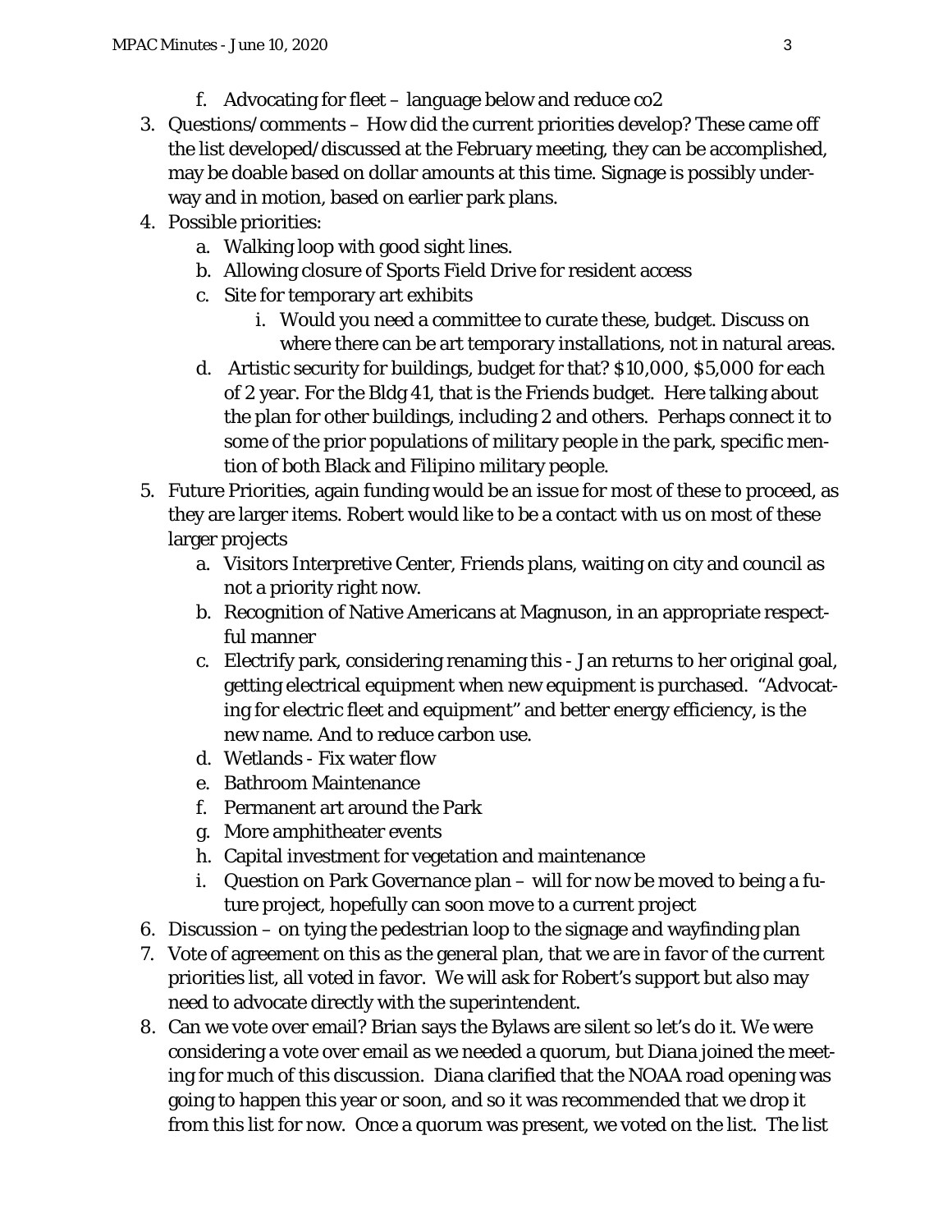f. Advocating for fleet – language below and reduce co2

3. Questions/comments – How did the current priorities develop? These came off the list developed/discussed at the February meeting, they can be accomplished, may be doable based on dollar amounts at this time. Signage is possibly underway and in motion, based on earlier park plans.
4. Possible priorities:
   a. Walking loop with good sight lines.
   b. Allowing closure of Sports Field Drive for resident access
   c. Site for temporary art exhibits
      i. Would you need a committee to curate these, budget. Discuss on where there can be art temporary installations, not in natural areas.
   d. Artistic security for buildings, budget for that? $10,000, $5,000 for each of 2 year. For the Bldg 41, that is the Friends budget. Here talking about the plan for other buildings, including 2 and others. Perhaps connect it to some of the prior populations of military people in the park, specific mention of both Black and Filipino military people.
5. Future Priorities, again funding would be an issue for most of these to proceed, as they are larger items. Robert would like to be a contact with us on most of these larger projects
   a. Visitors Interpretive Center, Friends plans, waiting on city and council as not a priority right now.
   b. Recognition of Native Americans at Magnuson, in an appropriate respectful manner
   c. Electrify park, considering renaming this - Jan returns to her original goal, getting electrical equipment when new equipment is purchased. "Advocating for electric fleet and equipment" and better energy efficiency, is the new name. And to reduce carbon use.
   d. Wetlands - Fix water flow
   e. Bathroom Maintenance
   f. Permanent art around the Park
   g. More amphitheater events
   h. Capital investment for vegetation and maintenance
   i. Question on Park Governance plan – will for now be moved to being a future project, hopefully can soon move to a current project
6. Discussion – on tying the pedestrian loop to the signage and wayfinding plan
7. Vote of agreement on this as the general plan, that we are in favor of the current priorities list, all voted in favor. We will ask for Robert's support but also may need to advocate directly with the superintendent.
8. Can we vote over email? Brian says the Bylaws are silent so let's do it. We were considering a vote over email as we needed a quorum, but Diana joined the meeting for much of this discussion. Diana clarified that the NOAA road opening was going to happen this year or soon, and so it was recommended that we drop it from this list for now. Once a quorum was present, we voted on the list. The list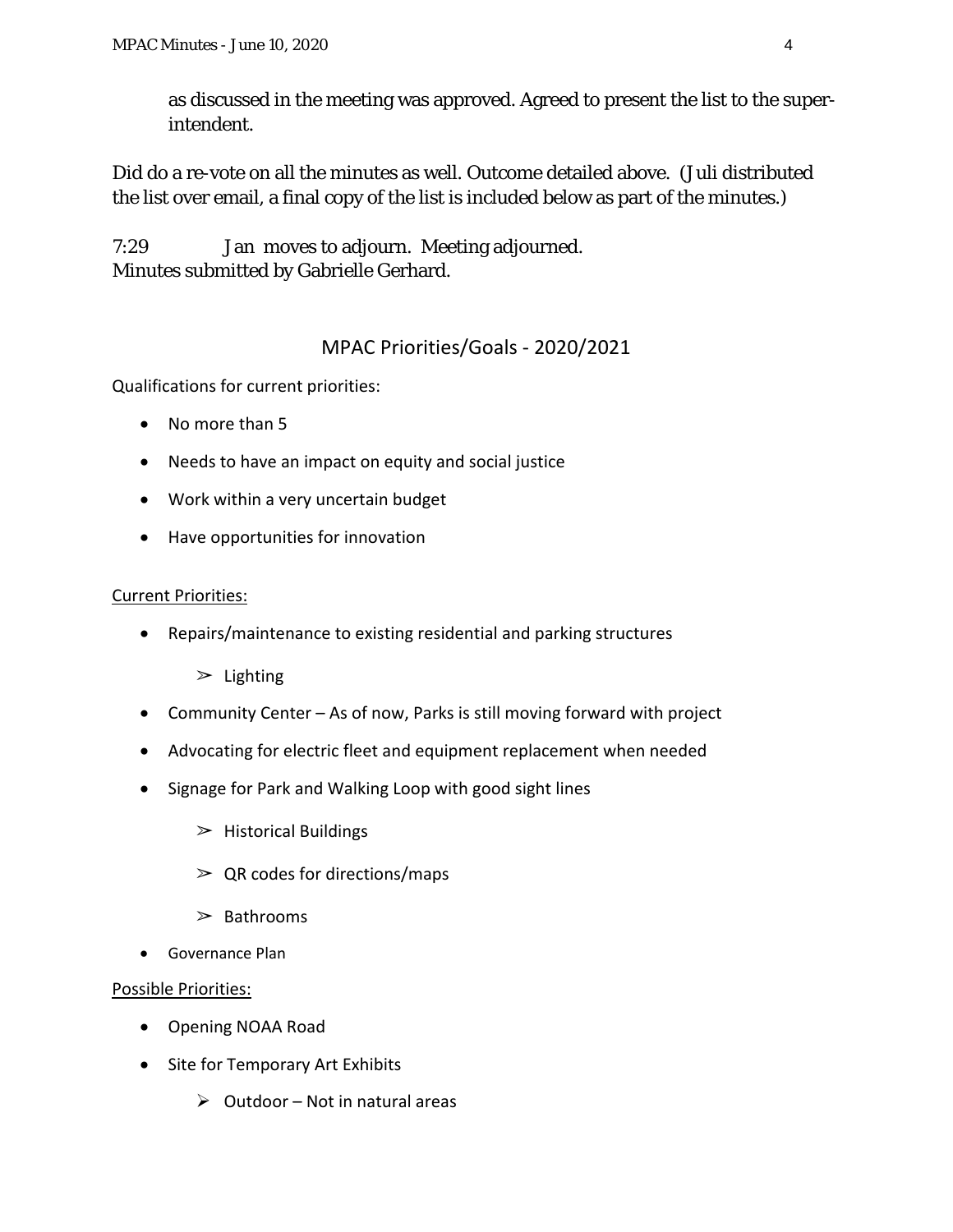as discussed in the meeting was approved. Agreed to present the list to the super-intendent.

Did do a re-vote on all the minutes as well. Outcome detailed above. (Juli distributed the list over email, a final copy of the list is included below as part of the minutes.)

7:29 Jan moves to adjourn. Meeting adjourned.
Minutes submitted by Gabrielle Gerhard.

## MPAC Priorities/Goals - 2020/2021

Qualifications for current priorities:

- No more than 5
- Needs to have an impact on equity and social justice
- Work within a very uncertain budget
- Have opportunities for innovation

<u>Current Priorities:</u>

- Repairs/maintenance to existing residential and parking structures
  - Lighting
- Community Center – As of now, Parks is still moving forward with project
- Advocating for electric fleet and equipment replacement when needed
- Signage for Park and Walking Loop with good sight lines
  - Historical Buildings
  - QR codes for directions/maps
  - Bathrooms
- Governance Plan

<u>Possible Priorities:</u>

- Opening NOAA Road
- Site for Temporary Art Exhibits
  - Outdoor – Not in natural areas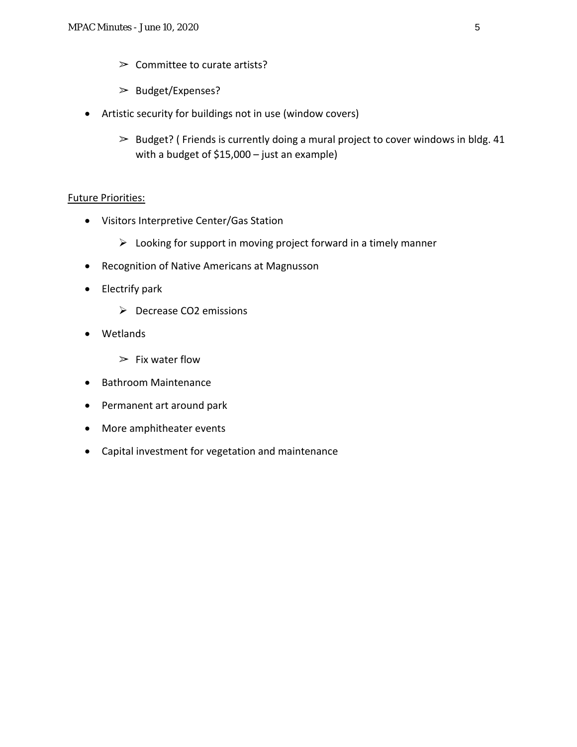- Committee to curate artists?
- Budget/Expenses?

- Artistic security for buildings not in use (window covers)
  - Budget? ( Friends is currently doing a mural project to cover windows in bldg. 41 with a budget of $15,000 – just an example)

<u>Future Priorities:</u>

- Visitors Interpretive Center/Gas Station
  - Looking for support in moving project forward in a timely manner
- Recognition of Native Americans at Magnusson
- Electrify park
  - Decrease CO2 emissions
- Wetlands
  - Fix water flow
- Bathroom Maintenance
- Permanent art around park
- More amphitheater events
- Capital investment for vegetation and maintenance